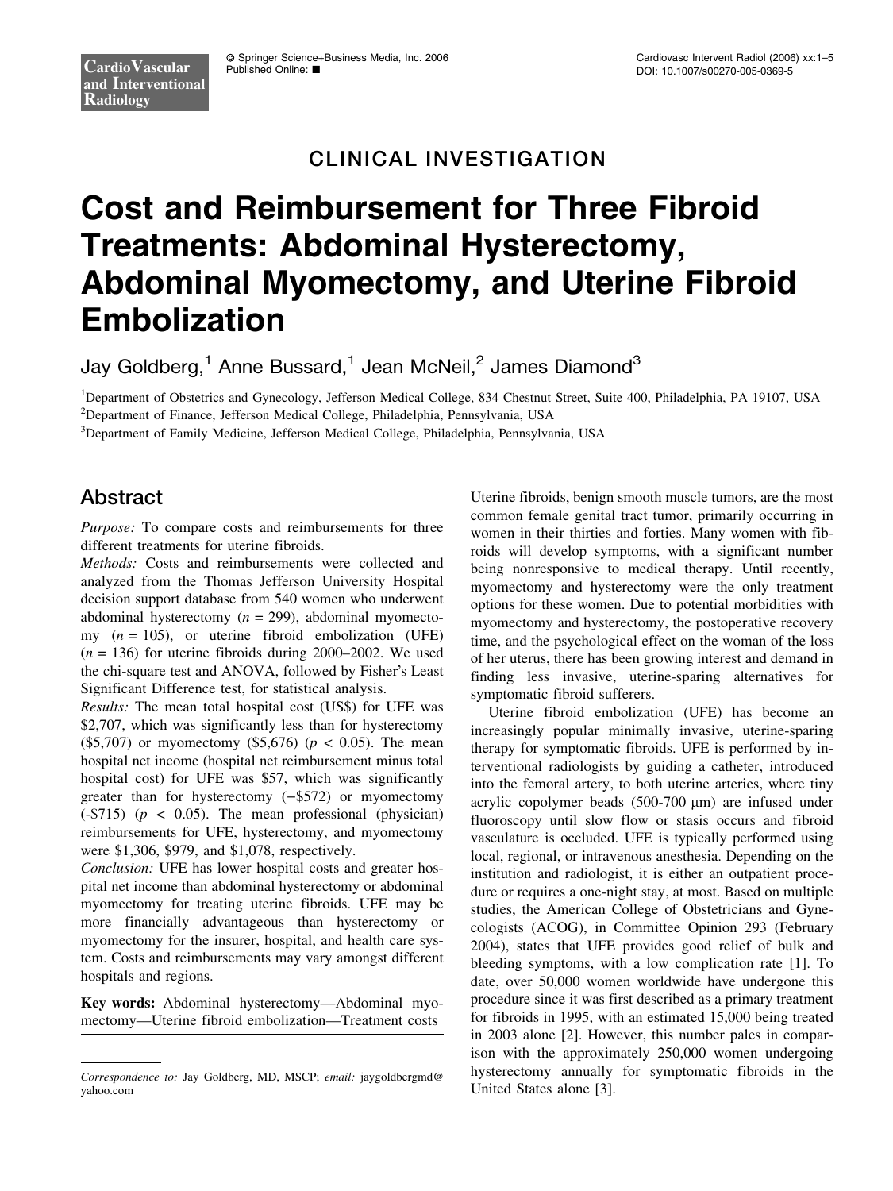CLINICAL INVESTIGATION

# Cost and Reimbursement for Three Fibroid Treatments: Abdominal Hysterectomy, Abdominal Myomectomy, and Uterine Fibroid Embolization

Jay Goldberg,[1] Anne Bussard,[1] Jean McNeil,[2] James Diamond[3]

[1]Department of Obstetrics and Gynecology, Jefferson Medical College, 834 Chestnut Street, Suite 400, Philadelphia, PA 19107, USA
[2]Department of Finance, Jefferson Medical College, Philadelphia, Pennsylvania, USA
[3]Department of Family Medicine, Jefferson Medical College, Philadelphia, Pennsylvania, USA

## Abstract

*Purpose:* To compare costs and reimbursements for three different treatments for uterine fibroids.

*Methods:* Costs and reimbursements were collected and analyzed from the Thomas Jefferson University Hospital decision support database from 540 women who underwent abdominal hysterectomy ($n = 299$), abdominal myomectomy ($n = 105$), or uterine fibroid embolization (UFE) ($n = 136$) for uterine fibroids during 2000–2002. We used the chi-square test and ANOVA, followed by Fisher's Least Significant Difference test, for statistical analysis.

*Results:* The mean total hospital cost (US$) for UFE was $2,707, which was significantly less than for hysterectomy ($5,707) or myomectomy ($5,676) ($p < 0.05$). The mean hospital net income (hospital net reimbursement minus total hospital cost) for UFE was $57, which was significantly greater than for hysterectomy (−$572) or myomectomy (-$715) ($p < 0.05$). The mean professional (physician) reimbursements for UFE, hysterectomy, and myomectomy were $1,306, $979, and $1,078, respectively.

*Conclusion:* UFE has lower hospital costs and greater hospital net income than abdominal hysterectomy or abdominal myomectomy for treating uterine fibroids. UFE may be more financially advantageous than hysterectomy or myomectomy for the insurer, hospital, and health care system. Costs and reimbursements may vary amongst different hospitals and regions.

**Key words:** Abdominal hysterectomy—Abdominal myomectomy—Uterine fibroid embolization—Treatment costs

Uterine fibroids, benign smooth muscle tumors, are the most common female genital tract tumor, primarily occurring in women in their thirties and forties. Many women with fibroids will develop symptoms, with a significant number being nonresponsive to medical therapy. Until recently, myomectomy and hysterectomy were the only treatment options for these women. Due to potential morbidities with myomectomy and hysterectomy, the postoperative recovery time, and the psychological effect on the woman of the loss of her uterus, there has been growing interest and demand in finding less invasive, uterine-sparing alternatives for symptomatic fibroid sufferers.

Uterine fibroid embolization (UFE) has become an increasingly popular minimally invasive, uterine-sparing therapy for symptomatic fibroids. UFE is performed by interventional radiologists by guiding a catheter, introduced into the femoral artery, to both uterine arteries, where tiny acrylic copolymer beads (500-700 μm) are infused under fluoroscopy until slow flow or stasis occurs and fibroid vasculature is occluded. UFE is typically performed using local, regional, or intravenous anesthesia. Depending on the institution and radiologist, it is either an outpatient procedure or requires a one-night stay, at most. Based on multiple studies, the American College of Obstetricians and Gynecologists (ACOG), in Committee Opinion 293 (February 2004), states that UFE provides good relief of bulk and bleeding symptoms, with a low complication rate [1]. To date, over 50,000 women worldwide have undergone this procedure since it was first described as a primary treatment for fibroids in 1995, with an estimated 15,000 being treated in 2003 alone [2]. However, this number pales in comparison with the approximately 250,000 women undergoing hysterectomy annually for symptomatic fibroids in the United States alone [3].

*Correspondence to:* Jay Goldberg, MD, MSCP; *email:* jaygoldbergmd@yahoo.com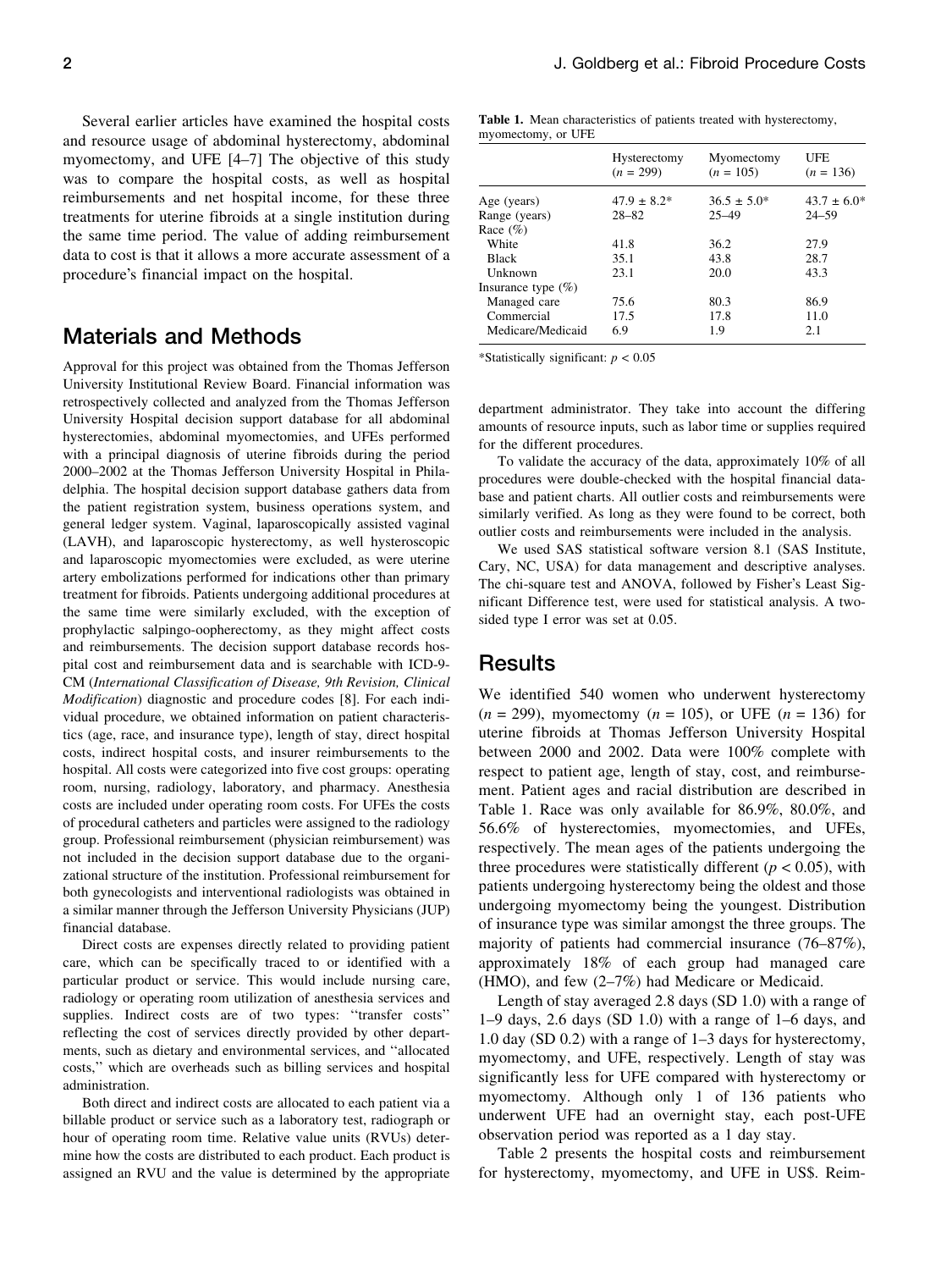Several earlier articles have examined the hospital costs and resource usage of abdominal hysterectomy, abdominal myomectomy, and UFE [4–7] The objective of this study was to compare the hospital costs, as well as hospital reimbursements and net hospital income, for these three treatments for uterine fibroids at a single institution during the same time period. The value of adding reimbursement data to cost is that it allows a more accurate assessment of a procedure's financial impact on the hospital.

## Materials and Methods

Approval for this project was obtained from the Thomas Jefferson University Institutional Review Board. Financial information was retrospectively collected and analyzed from the Thomas Jefferson University Hospital decision support database for all abdominal hysterectomies, abdominal myomectomies, and UFEs performed with a principal diagnosis of uterine fibroids during the period 2000–2002 at the Thomas Jefferson University Hospital in Philadelphia. The hospital decision support database gathers data from the patient registration system, business operations system, and general ledger system. Vaginal, laparoscopically assisted vaginal (LAVH), and laparoscopic hysterectomy, as well hysteroscopic and laparoscopic myomectomies were excluded, as were uterine artery embolizations performed for indications other than primary treatment for fibroids. Patients undergoing additional procedures at the same time were similarly excluded, with the exception of prophylactic salpingo-oopherectomy, as they might affect costs and reimbursements. The decision support database records hospital cost and reimbursement data and is searchable with ICD-9-CM (*International Classification of Disease, 9th Revision, Clinical Modification*) diagnostic and procedure codes [8]. For each individual procedure, we obtained information on patient characteristics (age, race, and insurance type), length of stay, direct hospital costs, indirect hospital costs, and insurer reimbursements to the hospital. All costs were categorized into five cost groups: operating room, nursing, radiology, laboratory, and pharmacy. Anesthesia costs are included under operating room costs. For UFEs the costs of procedural catheters and particles were assigned to the radiology group. Professional reimbursement (physician reimbursement) was not included in the decision support database due to the organizational structure of the institution. Professional reimbursement for both gynecologists and interventional radiologists was obtained in a similar manner through the Jefferson University Physicians (JUP) financial database.

Direct costs are expenses directly related to providing patient care, which can be specifically traced to or identified with a particular product or service. This would include nursing care, radiology or operating room utilization of anesthesia services and supplies. Indirect costs are of two types: "transfer costs" reflecting the cost of services directly provided by other departments, such as dietary and environmental services, and "allocated costs," which are overheads such as billing services and hospital administration.

Both direct and indirect costs are allocated to each patient via a billable product or service such as a laboratory test, radiograph or hour of operating room time. Relative value units (RVUs) determine how the costs are distributed to each product. Each product is assigned an RVU and the value is determined by the appropriate department administrator. They take into account the differing amounts of resource inputs, such as labor time or supplies required for the different procedures.

To validate the accuracy of the data, approximately 10% of all procedures were double-checked with the hospital financial database and patient charts. All outlier costs and reimbursements were similarly verified. As long as they were found to be correct, both outlier costs and reimbursements were included in the analysis.

We used SAS statistical software version 8.1 (SAS Institute, Cary, NC, USA) for data management and descriptive analyses. The chi-square test and ANOVA, followed by Fisher's Least Significant Difference test, were used for statistical analysis. A two-sided type I error was set at 0.05.

**Table 1.** Mean characteristics of patients treated with hysterectomy, myomectomy, or UFE

| | Hysterectomy ($n$ = 299) | Myomectomy ($n$ = 105) | UFE ($n$ = 136) |
|---|---|---|---|
| Age (years) | 47.9 ± 8.2* | 36.5 ± 5.0* | 43.7 ± 6.0* |
| Range (years) | 28–82 | 25–49 | 24–59 |
| Race (%) | | | |
| White | 41.8 | 36.2 | 27.9 |
| Black | 35.1 | 43.8 | 28.7 |
| Unknown | 23.1 | 20.0 | 43.3 |
| Insurance type (%) | | | |
| Managed care | 75.6 | 80.3 | 86.9 |
| Commercial | 17.5 | 17.8 | 11.0 |
| Medicare/Medicaid | 6.9 | 1.9 | 2.1 |

*Statistically significant: $p < 0.05$

## Results

We identified 540 women who underwent hysterectomy ($n$ = 299), myomectomy ($n$ = 105), or UFE ($n$ = 136) for uterine fibroids at Thomas Jefferson University Hospital between 2000 and 2002. Data were 100% complete with respect to patient age, length of stay, cost, and reimbursement. Patient ages and racial distribution are described in Table 1. Race was only available for 86.9%, 80.0%, and 56.6% of hysterectomies, myomectomies, and UFEs, respectively. The mean ages of the patients undergoing the three procedures were statistically different ($p < 0.05$), with patients undergoing hysterectomy being the oldest and those undergoing myomectomy being the youngest. Distribution of insurance type was similar amongst the three groups. The majority of patients had commercial insurance (76–87%), approximately 18% of each group had managed care (HMO), and few (2–7%) had Medicare or Medicaid.

Length of stay averaged 2.8 days (SD 1.0) with a range of 1–9 days, 2.6 days (SD 1.0) with a range of 1–6 days, and 1.0 day (SD 0.2) with a range of 1–3 days for hysterectomy, myomectomy, and UFE, respectively. Length of stay was significantly less for UFE compared with hysterectomy or myomectomy. Although only 1 of 136 patients who underwent UFE had an overnight stay, each post-UFE observation period was reported as a 1 day stay.

Table 2 presents the hospital costs and reimbursement for hysterectomy, myomectomy, and UFE in US$. Reim-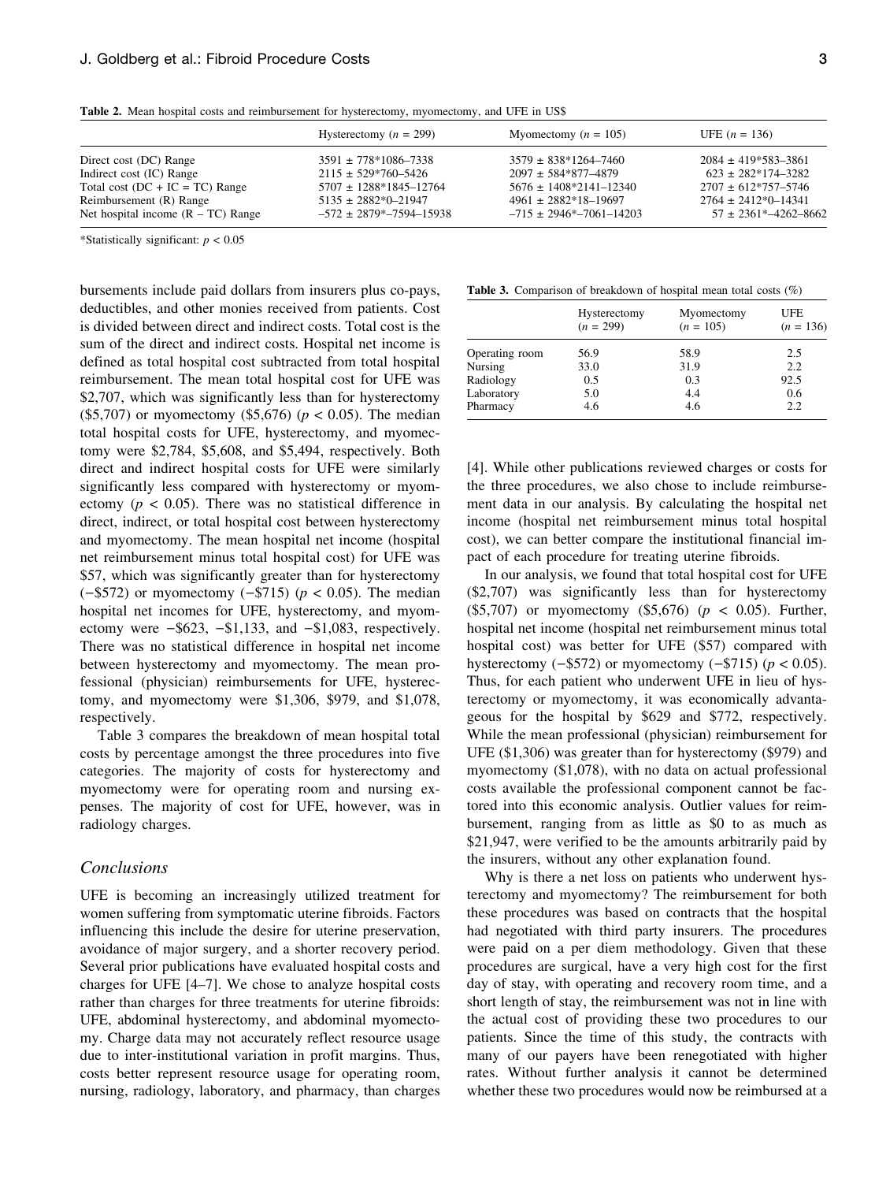**Table 2.** Mean hospital costs and reimbursement for hysterectomy, myomectomy, and UFE in US$

| | Hysterectomy ($n$ = 299) | Myomectomy ($n$ = 105) | UFE ($n$ = 136) |
|---|---|---|---|
| Direct cost (DC) Range | 3591 ± 778*1086–7338 | 3579 ± 838*1264–7460 | 2084 ± 419*583–3861 |
| Indirect cost (IC) Range | 2115 ± 529*760–5426 | 2097 ± 584*877–4879 | 623 ± 282*174–3282 |
| Total cost (DC + IC = TC) Range | 5707 ± 1288*1845–12764 | 5676 ± 1408*2141–12340 | 2707 ± 612*757–5746 |
| Reimbursement (R) Range | 5135 ± 2882*0–21947 | 4961 ± 2882*18–19697 | 2764 ± 2412*0–14341 |
| Net hospital income (R – TC) Range | –572 ± 2879*–7594–15938 | –715 ± 2946*–7061–14203 | 57 ± 2361*–4262–8662 |

*Statistically significant: $p < 0.05$

bursements include paid dollars from insurers plus co-pays, deductibles, and other monies received from patients. Cost is divided between direct and indirect costs. Total cost is the sum of the direct and indirect costs. Hospital net income is defined as total hospital cost subtracted from total hospital reimbursement. The mean total hospital cost for UFE was \$2,707, which was significantly less than for hysterectomy (\$5,707) or myomectomy (\$5,676) ($p < 0.05$). The median total hospital costs for UFE, hysterectomy, and myomectomy were \$2,784, \$5,608, and \$5,494, respectively. Both direct and indirect hospital costs for UFE were similarly significantly less compared with hysterectomy or myomectomy ($p < 0.05$). There was no statistical difference in direct, indirect, or total hospital cost between hysterectomy and myomectomy. The mean hospital net income (hospital net reimbursement minus total hospital cost) for UFE was \$57, which was significantly greater than for hysterectomy (−\$572) or myomectomy (−\$715) ($p < 0.05$). The median hospital net incomes for UFE, hysterectomy, and myomectomy were −\$623, −\$1,133, and −\$1,083, respectively. There was no statistical difference in hospital net income between hysterectomy and myomectomy. The mean professional (physician) reimbursements for UFE, hysterectomy, and myomectomy were \$1,306, \$979, and \$1,078, respectively.

Table 3 compares the breakdown of mean hospital total costs by percentage amongst the three procedures into five categories. The majority of costs for hysterectomy and myomectomy were for operating room and nursing expenses. The majority of cost for UFE, however, was in radiology charges.

## Conclusions

UFE is becoming an increasingly utilized treatment for women suffering from symptomatic uterine fibroids. Factors influencing this include the desire for uterine preservation, avoidance of major surgery, and a shorter recovery period. Several prior publications have evaluated hospital costs and charges for UFE [4–7]. We chose to analyze hospital costs rather than charges for three treatments for uterine fibroids: UFE, abdominal hysterectomy, and abdominal myomectomy. Charge data may not accurately reflect resource usage due to inter-institutional variation in profit margins. Thus, costs better represent resource usage for operating room, nursing, radiology, laboratory, and pharmacy, than charges

**Table 3.** Comparison of breakdown of hospital mean total costs (%)

| | Hysterectomy ($n$ = 299) | Myomectomy ($n$ = 105) | UFE ($n$ = 136) |
|---|---|---|---|
| Operating room | 56.9 | 58.9 | 2.5 |
| Nursing | 33.0 | 31.9 | 2.2 |
| Radiology | 0.5 | 0.3 | 92.5 |
| Laboratory | 5.0 | 4.4 | 0.6 |
| Pharmacy | 4.6 | 4.6 | 2.2 |

[4]. While other publications reviewed charges or costs for the three procedures, we also chose to include reimbursement data in our analysis. By calculating the hospital net income (hospital net reimbursement minus total hospital cost), we can better compare the institutional financial impact of each procedure for treating uterine fibroids.

In our analysis, we found that total hospital cost for UFE (\$2,707) was significantly less than for hysterectomy (\$5,707) or myomectomy (\$5,676) ($p < 0.05$). Further, hospital net income (hospital net reimbursement minus total hospital cost) was better for UFE (\$57) compared with hysterectomy (−\$572) or myomectomy (−\$715) ($p < 0.05$). Thus, for each patient who underwent UFE in lieu of hysterectomy or myomectomy, it was economically advantageous for the hospital by \$629 and \$772, respectively. While the mean professional (physician) reimbursement for UFE (\$1,306) was greater than for hysterectomy (\$979) and myomectomy (\$1,078), with no data on actual professional costs available the professional component cannot be factored into this economic analysis. Outlier values for reimbursement, ranging from as little as \$0 to as much as \$21,947, were verified to be the amounts arbitrarily paid by the insurers, without any other explanation found.

Why is there a net loss on patients who underwent hysterectomy and myomectomy? The reimbursement for both these procedures was based on contracts that the hospital had negotiated with third party insurers. The procedures were paid on a per diem methodology. Given that these procedures are surgical, have a very high cost for the first day of stay, with operating and recovery room time, and a short length of stay, the reimbursement was not in line with the actual cost of providing these two procedures to our patients. Since the time of this study, the contracts with many of our payers have been renegotiated with higher rates. Without further analysis it cannot be determined whether these two procedures would now be reimbursed at a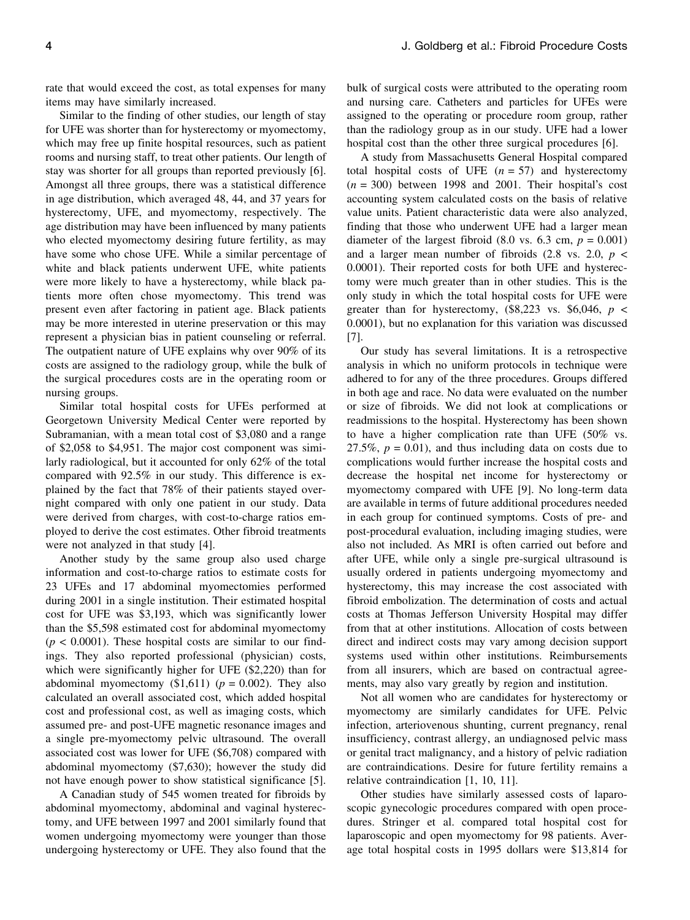rate that would exceed the cost, as total expenses for many items may have similarly increased.

Similar to the finding of other studies, our length of stay for UFE was shorter than for hysterectomy or myomectomy, which may free up finite hospital resources, such as patient rooms and nursing staff, to treat other patients. Our length of stay was shorter for all groups than reported previously [6]. Amongst all three groups, there was a statistical difference in age distribution, which averaged 48, 44, and 37 years for hysterectomy, UFE, and myomectomy, respectively. The age distribution may have been influenced by many patients who elected myomectomy desiring future fertility, as may have some who chose UFE. While a similar percentage of white and black patients underwent UFE, white patients were more likely to have a hysterectomy, while black patients more often chose myomectomy. This trend was present even after factoring in patient age. Black patients may be more interested in uterine preservation or this may represent a physician bias in patient counseling or referral. The outpatient nature of UFE explains why over 90% of its costs are assigned to the radiology group, while the bulk of the surgical procedures costs are in the operating room or nursing groups.

Similar total hospital costs for UFEs performed at Georgetown University Medical Center were reported by Subramanian, with a mean total cost of \$3,080 and a range of \$2,058 to \$4,951. The major cost component was similarly radiological, but it accounted for only 62% of the total compared with 92.5% in our study. This difference is explained by the fact that 78% of their patients stayed overnight compared with only one patient in our study. Data were derived from charges, with cost-to-charge ratios employed to derive the cost estimates. Other fibroid treatments were not analyzed in that study [4].

Another study by the same group also used charge information and cost-to-charge ratios to estimate costs for 23 UFEs and 17 abdominal myomectomies performed during 2001 in a single institution. Their estimated hospital cost for UFE was \$3,193, which was significantly lower than the \$5,598 estimated cost for abdominal myomectomy ($p < 0.0001$). These hospital costs are similar to our findings. They also reported professional (physician) costs, which were significantly higher for UFE (\$2,220) than for abdominal myomectomy (\$1,611) ($p = 0.002$). They also calculated an overall associated cost, which added hospital cost and professional cost, as well as imaging costs, which assumed pre- and post-UFE magnetic resonance images and a single pre-myomectomy pelvic ultrasound. The overall associated cost was lower for UFE (\$6,708) compared with abdominal myomectomy (\$7,630); however the study did not have enough power to show statistical significance [5].

A Canadian study of 545 women treated for fibroids by abdominal myomectomy, abdominal and vaginal hysterectomy, and UFE between 1997 and 2001 similarly found that women undergoing myomectomy were younger than those undergoing hysterectomy or UFE. They also found that the bulk of surgical costs were attributed to the operating room and nursing care. Catheters and particles for UFEs were assigned to the operating or procedure room group, rather than the radiology group as in our study. UFE had a lower hospital cost than the other three surgical procedures [6].

A study from Massachusetts General Hospital compared total hospital costs of UFE ($n = 57$) and hysterectomy ($n = 300$) between 1998 and 2001. Their hospital's cost accounting system calculated costs on the basis of relative value units. Patient characteristic data were also analyzed, finding that those who underwent UFE had a larger mean diameter of the largest fibroid (8.0 vs. 6.3 cm, $p = 0.001$) and a larger mean number of fibroids (2.8 vs. 2.0, $p < 0.0001$). Their reported costs for both UFE and hysterectomy were much greater than in other studies. This is the only study in which the total hospital costs for UFE were greater than for hysterectomy, (\$8,223 vs. \$6,046, $p < 0.0001$), but no explanation for this variation was discussed [7].

Our study has several limitations. It is a retrospective analysis in which no uniform protocols in technique were adhered to for any of the three procedures. Groups differed in both age and race. No data were evaluated on the number or size of fibroids. We did not look at complications or readmissions to the hospital. Hysterectomy has been shown to have a higher complication rate than UFE (50% vs. 27.5%, $p = 0.01$), and thus including data on costs due to complications would further increase the hospital costs and decrease the hospital net income for hysterectomy or myomectomy compared with UFE [9]. No long-term data are available in terms of future additional procedures needed in each group for continued symptoms. Costs of pre- and post-procedural evaluation, including imaging studies, were also not included. As MRI is often carried out before and after UFE, while only a single pre-surgical ultrasound is usually ordered in patients undergoing myomectomy and hysterectomy, this may increase the cost associated with fibroid embolization. The determination of costs and actual costs at Thomas Jefferson University Hospital may differ from that at other institutions. Allocation of costs between direct and indirect costs may vary among decision support systems used within other institutions. Reimbursements from all insurers, which are based on contractual agreements, may also vary greatly by region and institution.

Not all women who are candidates for hysterectomy or myomectomy are similarly candidates for UFE. Pelvic infection, arteriovenous shunting, current pregnancy, renal insufficiency, contrast allergy, an undiagnosed pelvic mass or genital tract malignancy, and a history of pelvic radiation are contraindications. Desire for future fertility remains a relative contraindication [1, 10, 11].

Other studies have similarly assessed costs of laparoscopic gynecologic procedures compared with open procedures. Stringer et al. compared total hospital cost for laparoscopic and open myomectomy for 98 patients. Average total hospital costs in 1995 dollars were \$13,814 for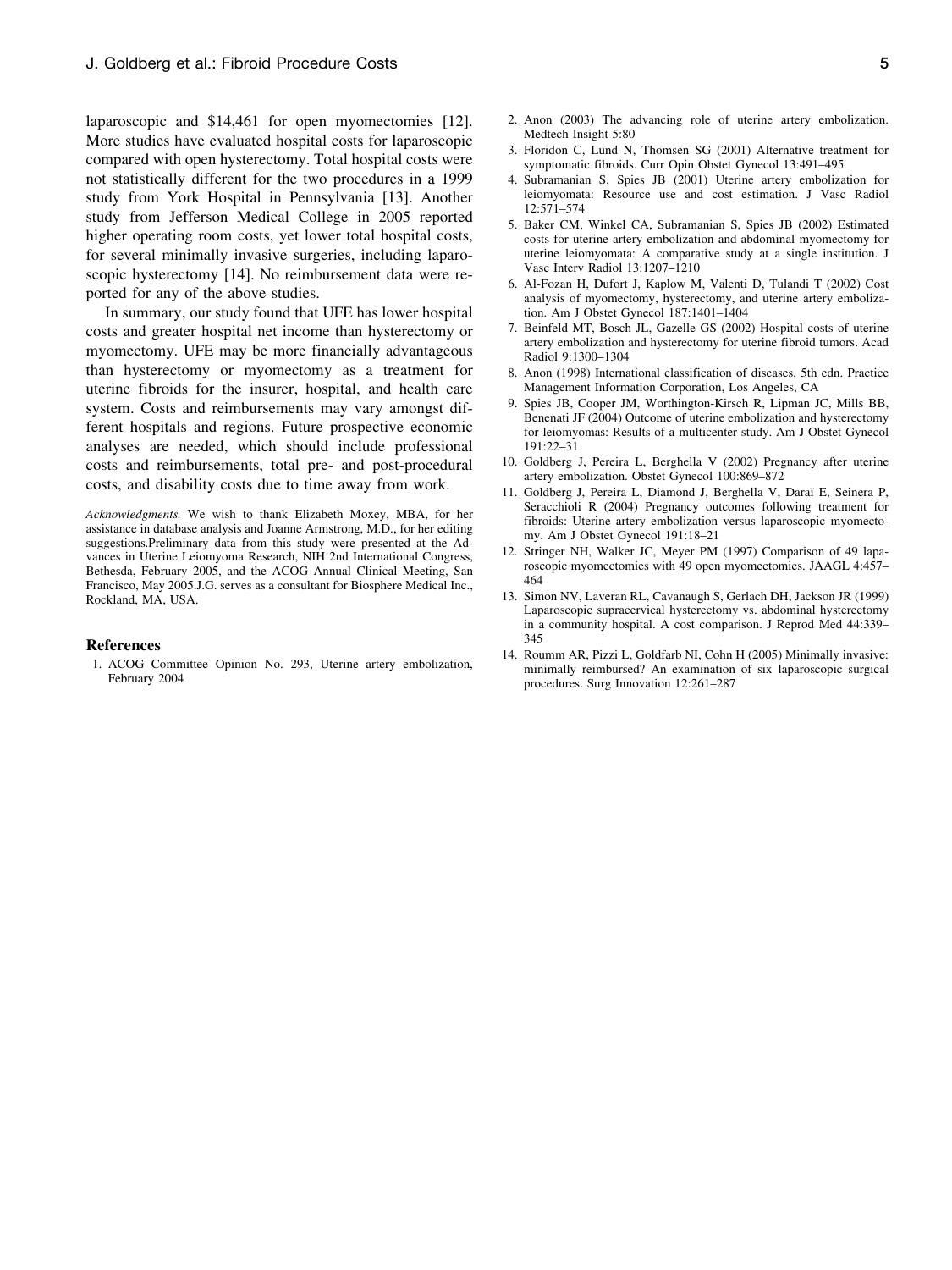laparoscopic and $14,461 for open myomectomies [12]. More studies have evaluated hospital costs for laparoscopic compared with open hysterectomy. Total hospital costs were not statistically different for the two procedures in a 1999 study from York Hospital in Pennsylvania [13]. Another study from Jefferson Medical College in 2005 reported higher operating room costs, yet lower total hospital costs, for several minimally invasive surgeries, including laparoscopic hysterectomy [14]. No reimbursement data were reported for any of the above studies.

In summary, our study found that UFE has lower hospital costs and greater hospital net income than hysterectomy or myomectomy. UFE may be more financially advantageous than hysterectomy or myomectomy as a treatment for uterine fibroids for the insurer, hospital, and health care system. Costs and reimbursements may vary amongst different hospitals and regions. Future prospective economic analyses are needed, which should include professional costs and reimbursements, total pre- and post-procedural costs, and disability costs due to time away from work.

*Acknowledgments.* We wish to thank Elizabeth Moxey, MBA, for her assistance in database analysis and Joanne Armstrong, M.D., for her editing suggestions.Preliminary data from this study were presented at the Advances in Uterine Leiomyoma Research, NIH 2nd International Congress, Bethesda, February 2005, and the ACOG Annual Clinical Meeting, San Francisco, May 2005.J.G. serves as a consultant for Biosphere Medical Inc., Rockland, MA, USA.

## References

1. ACOG Committee Opinion No. 293, Uterine artery embolization, February 2004
2. Anon (2003) The advancing role of uterine artery embolization. Medtech Insight 5:80
3. Floridon C, Lund N, Thomsen SG (2001) Alternative treatment for symptomatic fibroids. Curr Opin Obstet Gynecol 13:491–495
4. Subramanian S, Spies JB (2001) Uterine artery embolization for leiomyomata: Resource use and cost estimation. J Vasc Radiol 12:571–574
5. Baker CM, Winkel CA, Subramanian S, Spies JB (2002) Estimated costs for uterine artery embolization and abdominal myomectomy for uterine leiomyomata: A comparative study at a single institution. J Vasc Interv Radiol 13:1207–1210
6. Al-Fozan H, Dufort J, Kaplow M, Valenti D, Tulandi T (2002) Cost analysis of myomectomy, hysterectomy, and uterine artery embolization. Am J Obstet Gynecol 187:1401–1404
7. Beinfeld MT, Bosch JL, Gazelle GS (2002) Hospital costs of uterine artery embolization and hysterectomy for uterine fibroid tumors. Acad Radiol 9:1300–1304
8. Anon (1998) International classification of diseases, 5th edn. Practice Management Information Corporation, Los Angeles, CA
9. Spies JB, Cooper JM, Worthington-Kirsch R, Lipman JC, Mills BB, Benenati JF (2004) Outcome of uterine embolization and hysterectomy for leiomyomas: Results of a multicenter study. Am J Obstet Gynecol 191:22–31
10. Goldberg J, Pereira L, Berghella V (2002) Pregnancy after uterine artery embolization. Obstet Gynecol 100:869–872
11. Goldberg J, Pereira L, Diamond J, Berghella V, Daraï E, Seinera P, Seracchioli R (2004) Pregnancy outcomes following treatment for fibroids: Uterine artery embolization versus laparoscopic myomectomy. Am J Obstet Gynecol 191:18–21
12. Stringer NH, Walker JC, Meyer PM (1997) Comparison of 49 laparoscopic myomectomies with 49 open myomectomies. JAAGL 4:457–464
13. Simon NV, Laveran RL, Cavanaugh S, Gerlach DH, Jackson JR (1999) Laparoscopic supracervical hysterectomy vs. abdominal hysterectomy in a community hospital. A cost comparison. J Reprod Med 44:339–345
14. Roumm AR, Pizzi L, Goldfarb NI, Cohn H (2005) Minimally invasive: minimally reimbursed? An examination of six laparoscopic surgical procedures. Surg Innovation 12:261–287